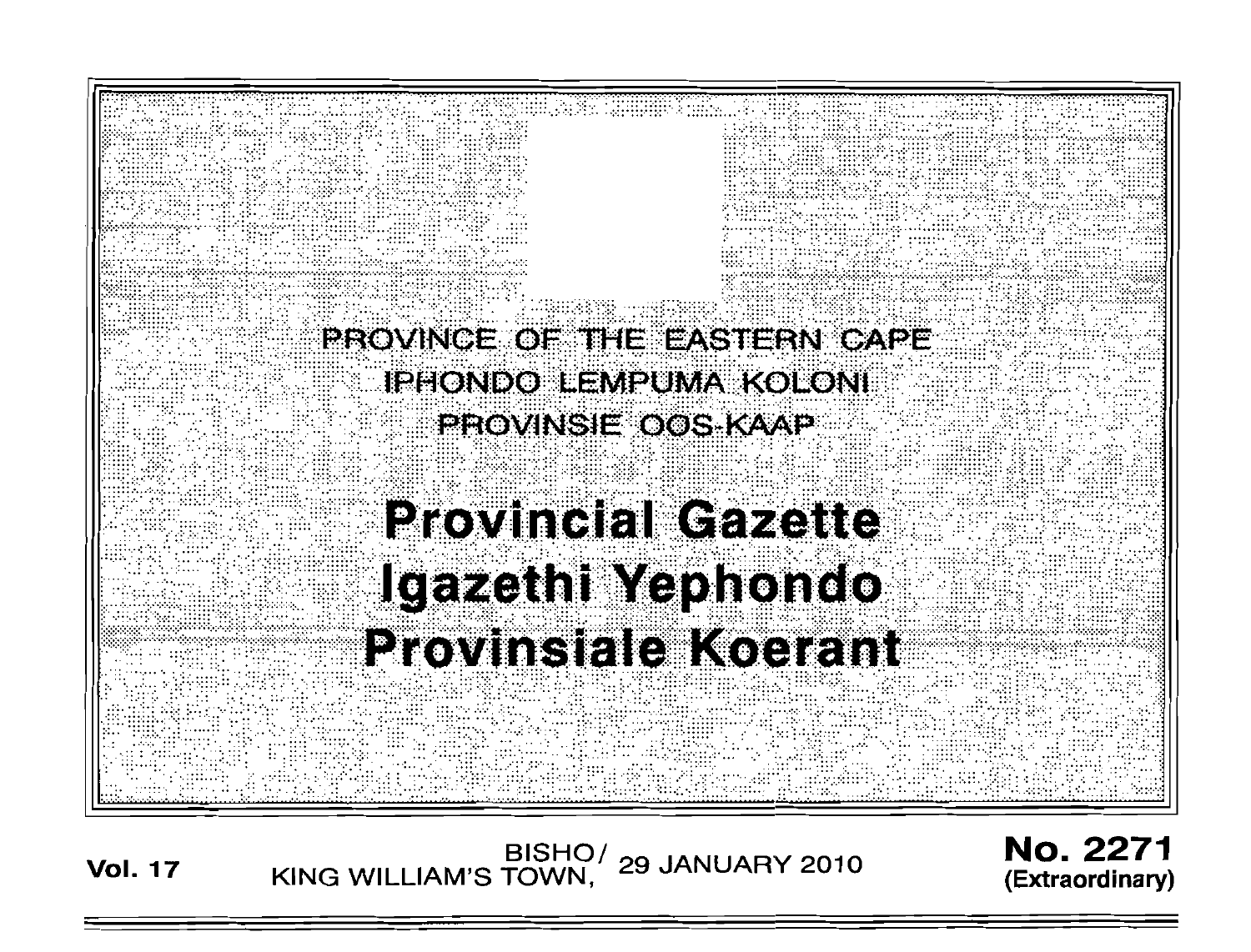PROVINCE OF THE EASTERN CAPE

IPHONDO LEMPUMA KOLONI

PROVINSIE OOS-KAAP

# Provincial Gazette
# Igazethi Yephondo
# Provinsiale Koerant

**Vol. 17** BISHO/ KING WILLIAM'S TOWN, 29 JANUARY 2010 **No. 2271 (Extraordinary)**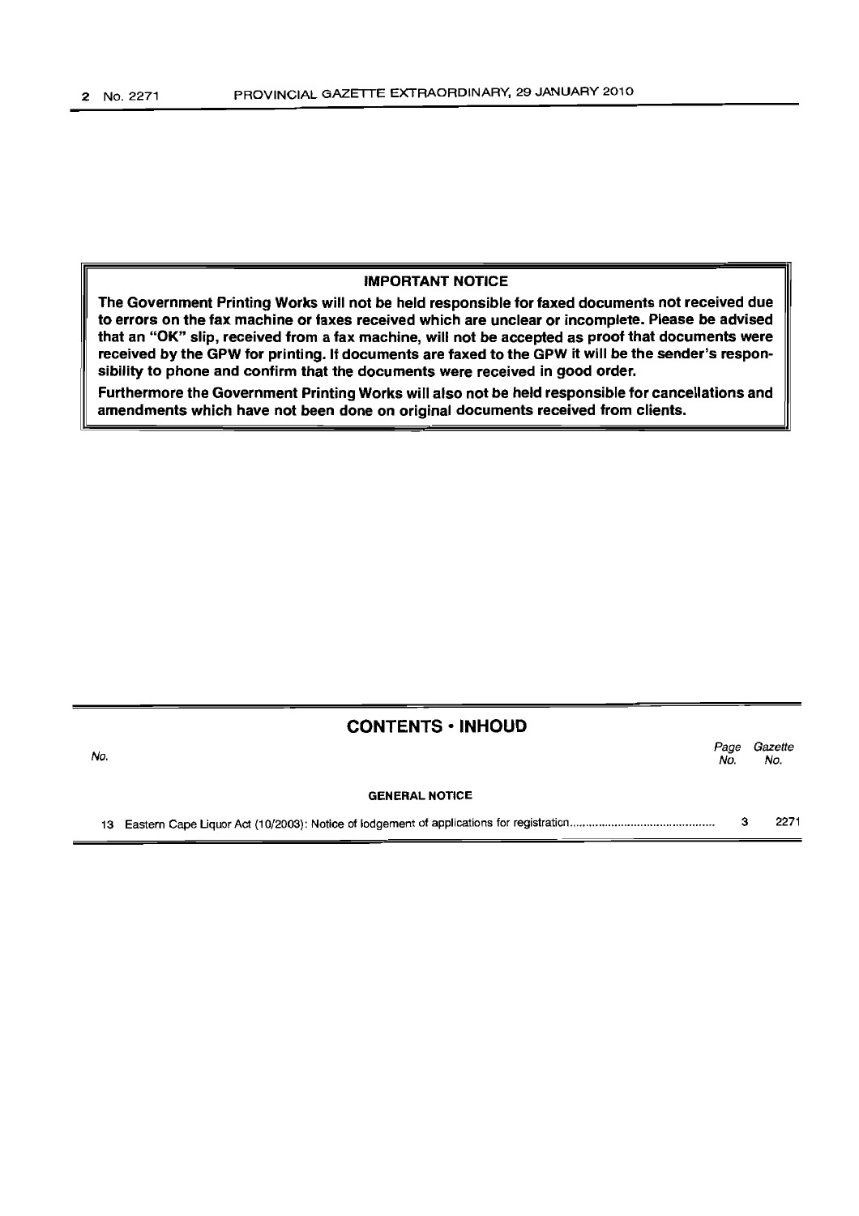**IMPORTANT NOTICE**

**The Government Printing Works will not be held responsible for faxed documents not received due to errors on the fax machine or faxes received which are unclear or incomplete. Please be advised that an "OK" slip, received from a fax machine, will not be accepted as proof that documents were received by the GPW for printing. If documents are faxed to the GPW it will be the sender's responsibility to phone and confirm that the documents were received in good order.**

**Furthermore the Government Printing Works will also not be held responsible for cancellations and amendments which have not been done on original documents received from clients.**

## CONTENTS • INHOUD

| No. | | Page No. | Gazette No. |
|---|---|---|---|
| | **GENERAL NOTICE** | | |
| 13 | Eastern Cape Liquor Act (10/2003): Notice of lodgement of applications for registration | 3 | 2271 |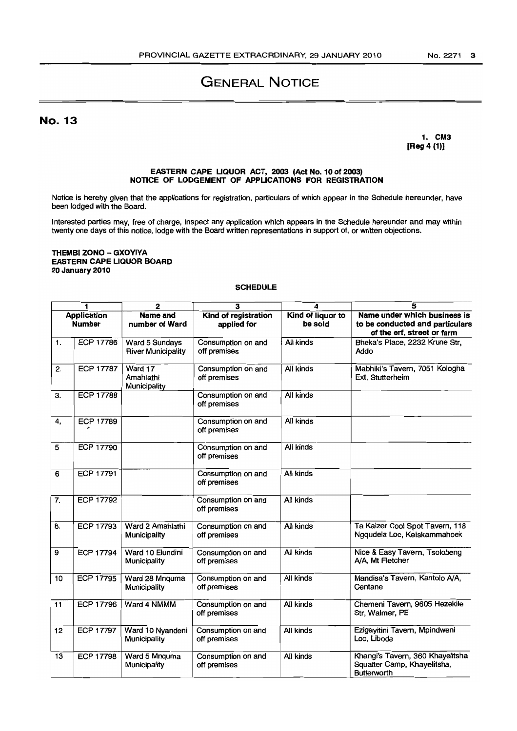# GENERAL NOTICE

## No. 13

**1. CM3**
**[Reg 4 (1)]**

**EASTERN CAPE LIQUOR ACT, 2003 (Act No. 10 of 2003)**
**NOTICE OF LODGEMENT OF APPLICATIONS FOR REGISTRATION**

Notice is hereby given that the applications for registration, particulars of which appear in the Schedule hereunder, have been lodged with the Board.

Interested parties may, free of charge, inspect any application which appears in the Schedule hereunder and may within twenty one days of this notice, lodge with the Board written representations in support of, or written objections.

**THEMBI ZONO – GXOYIYA**
**EASTERN CAPE LIQUOR BOARD**
**20 January 2010**

**SCHEDULE**

| 1 | | 2 | 3 | 4 | 5 |
|---|---|---|---|---|---|
| **Application Number** | | **Name and number of Ward** | **Kind of registration applied for** | **Kind of liquor to be sold** | **Name under which business is to be conducted and particulars of the erf, street or farm** |
| 1. | ECP 17786 | Ward 5 Sundays River Municipality | Consumption on and off premises | All kinds | Bheka's Place, 2232 Krune Str, Addo |
| 2. | ECP 17787 | Ward 17 Amahlathi Municipality | Consumption on and off premises | All kinds | Mabhiki's Tavern, 7051 Kologha Ext, Stutterheim |
| 3. | ECP 17788 | | Consumption on and off premises | All kinds | |
| 4, | ECP 17789 | | Consumption on and off premises | All kinds | |
| 5 | ECP 17790 | | Consumption on and off premises | All kinds | |
| 6 | ECP 17791 | | Consumption on and off premises | All kinds | |
| 7. | ECP 17792 | | Consumption on and off premises | All kinds | |
| 8. | ECP 17793 | Ward 2 Amahlathi Municipality | Consumption on and off premises | All kinds | Ta Kaizer Cool Spot Tavern, 118 Ngqudela Loc, Keiskammahoek |
| 9 | ECP 17794 | Ward 10 Elundini Municipality | Consumption on and off premises | All kinds | Nice & Easy Tavern, Tsolobeng A/A, Mt Fletcher |
| 10 | ECP 17795 | Ward 28 Mnquma Municipality | Consumption on and off premises | All kinds | Mandisa's Tavern, Kantolo A/A, Centane |
| 11 | ECP 17796 | Ward 4 NMMM | Consumption on and off premises | All kinds | Chemeni Tavern, 9605 Hezekile Str, Walmer, PE |
| 12 | ECP 17797 | Ward 10 Nyandeni Municipality | Consumption on and off premises | All kinds | Ezigayitini Tavern, Mpindweni Loc, Libode |
| 13 | ECP 17798 | Ward 5 Mnquma Municipality | Consumption on and off premises | All kinds | Khangi's Tavern, 360 Khayelitsha Squatter Camp, Khayelitsha, Butterworth |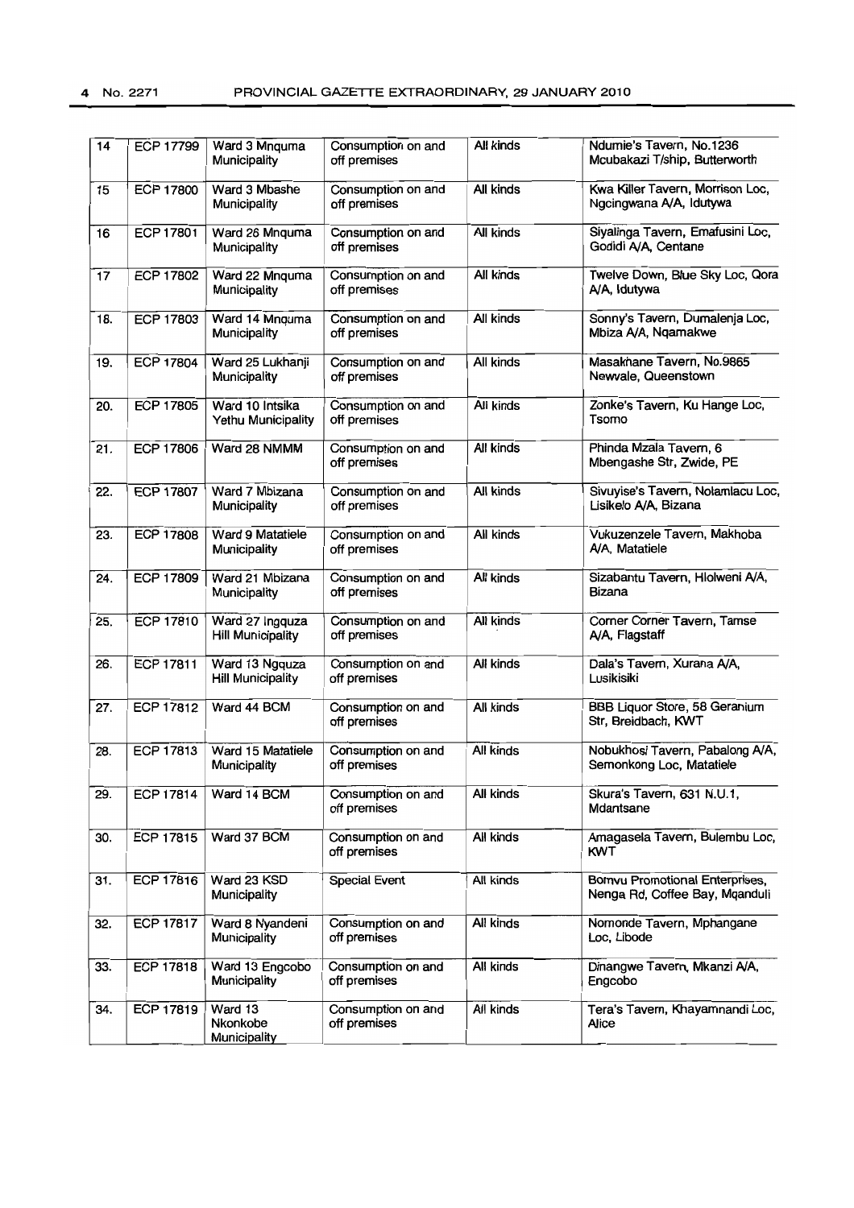| 14 | ECP 17799 | Ward 3 Mnquma Municipality | Consumption on and off premises | All kinds | Ndumie's Tavern, No.1236 Mcubakazi T/ship, Butterworth |
|---|---|---|---|---|---|
| 15 | ECP 17800 | Ward 3 Mbashe Municipality | Consumption on and off premises | All kinds | Kwa Killer Tavern, Morrison Loc, Ngcingwana A/A, Idutywa |
| 16 | ECP 17801 | Ward 26 Mnquma Municipality | Consumption on and off premises | All kinds | Siyalinga Tavern, Emafusini Loc, Godidi A/A, Centane |
| 17 | ECP 17802 | Ward 22 Mnquma Municipality | Consumption on and off premises | All kinds | Twelve Down, Blue Sky Loc, Qora A/A, Idutywa |
| 18. | ECP 17803 | Ward 14 Mnquma Municipality | Consumption on and off premises | All kinds | Sonny's Tavern, Dumalenja Loc, Mbiza A/A, Nqamakwe |
| 19. | ECP 17804 | Ward 25 Lukhanji Municipality | Consumption on and off premises | All kinds | Masakhane Tavern, No.9865 Newvale, Queenstown |
| 20. | ECP 17805 | Ward 10 Intsika Yethu Municipality | Consumption on and off premises | All kinds | Zonke's Tavern, Ku Hange Loc, Tsomo |
| 21. | ECP 17806 | Ward 28 NMMM | Consumption on and off premises | All kinds | Phinda Mzala Tavern, 6 Mbengashe Str, Zwide, PE |
| 22. | ECP 17807 | Ward 7 Mbizana Municipality | Consumption on and off premises | All kinds | Sivuyise's Tavern, Nolamlacu Loc, Lisikelo A/A, Bizana |
| 23. | ECP 17808 | Ward 9 Matatiele Municipality | Consumption on and off premises | All kinds | Vukuzenzele Tavern, Makhoba A/A, Matatiele |
| 24. | ECP 17809 | Ward 21 Mbizana Municipality | Consumption on and off premises | All kinds | Sizabantu Tavern, Hlolweni A/A, Bizana |
| 25. | ECP 17810 | Ward 27 Ingquza Hill Municipality | Consumption on and off premises | All kinds | Corner Corner Tavern, Tamse A/A, Flagstaff |
| 26. | ECP 17811 | Ward 13 Ngquza Hill Municipality | Consumption on and off premises | All kinds | Dala's Tavern, Xurana A/A, Lusikisiki |
| 27. | ECP 17812 | Ward 44 BCM | Consumption on and off premises | All kinds | BBB Liquor Store, 58 Geranium Str, Breidbach, KWT |
| 28. | ECP 17813 | Ward 15 Matatiele Municipality | Consumption on and off premises | All kinds | Nobukhosi Tavern, Pabalong A/A, Semonkong Loc, Matatiele |
| 29. | ECP 17814 | Ward 14 BCM | Consumption on and off premises | All kinds | Skura's Tavern, 631 N.U.1, Mdantsane |
| 30. | ECP 17815 | Ward 37 BCM | Consumption on and off premises | All kinds | Amagasela Tavern, Bulembu Loc, KWT |
| 31. | ECP 17816 | Ward 23 KSD Municipality | Special Event | All kinds | Bomvu Promotional Enterprises, Nenga Rd, Coffee Bay, Mqanduli |
| 32. | ECP 17817 | Ward 8 Nyandeni Municipality | Consumption on and off premises | All kinds | Nomonde Tavern, Mphangane Loc, Libode |
| 33. | ECP 17818 | Ward 13 Engcobo Municipality | Consumption on and off premises | All kinds | Dinangwe Tavern, Mkanzi A/A, Engcobo |
| 34. | ECP 17819 | Ward 13 Nkonkobe Municipality | Consumption on and off premises | All kinds | Tera's Tavern, Khayamnandi Loc, Alice |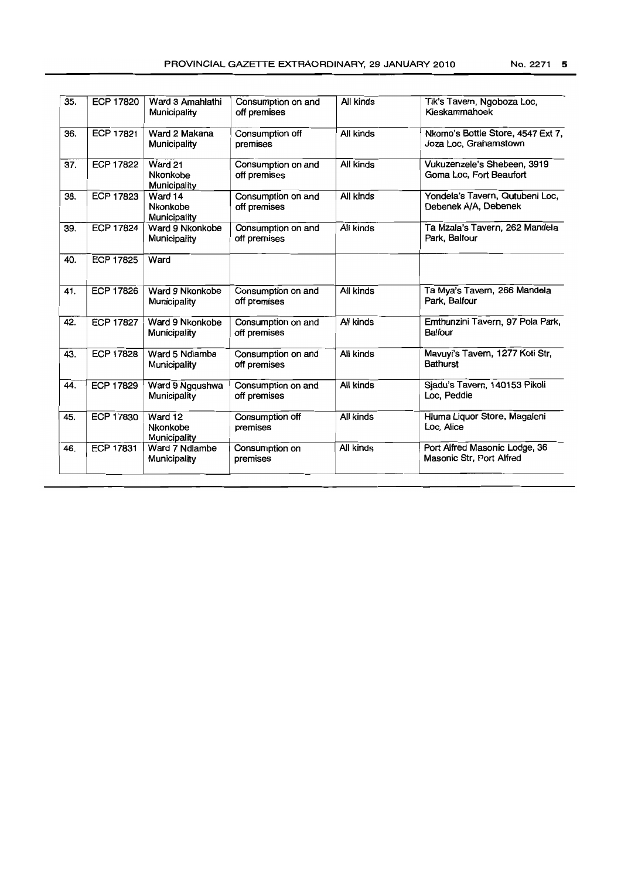| | | | | | |
|---|---|---|---|---|---|
| 35. | ECP 17820 | Ward 3 Amahlathi Municipality | Consumption on and off premises | All kinds | Tik's Tavern, Ngoboza Loc, Kieskammahoek |
| 36. | ECP 17821 | Ward 2 Makana Municipality | Consumption off premises | All kinds | Nkomo's Bottle Store, 4547 Ext 7, Joza Loc, Grahamstown |
| 37. | ECP 17822 | Ward 21 Nkonkobe Municipality | Consumption on and off premises | All kinds | Vukuzenzele's Shebeen, 3919 Goma Loc, Fort Beaufort |
| 38. | ECP 17823 | Ward 14 Nkonkobe Municipality | Consumption on and off premises | All kinds | Yondela's Tavern, Qutubeni Loc, Debenek A/A, Debenek |
| 39. | ECP 17824 | Ward 9 Nkonkobe Municipality | Consumption on and off premises | All kinds | Ta Mzala's Tavern, 262 Mandela Park, Balfour |
| 40. | ECP 17825 | Ward | | | |
| 41. | ECP 17826 | Ward 9 Nkonkobe Municipality | Consumption on and off premises | All kinds | Ta Mya's Tavern, 266 Mandela Park, Balfour |
| 42. | ECP 17827 | Ward 9 Nkonkobe Municipality | Consumption on and off premises | All kinds | Emthunzini Tavern, 97 Pola Park, Balfour |
| 43. | ECP 17828 | Ward 5 Ndlambe Municipality | Consumption on and off premises | All kinds | Mavuyi's Tavern, 1277 Koti Str, Bathurst |
| 44. | ECP 17829 | Ward 9 Ngqushwa Municipality | Consumption on and off premises | All kinds | Sjadu's Tavern, 140153 Pikoli Loc, Peddie |
| 45. | ECP 17830 | Ward 12 Nkonkobe Municipality | Consumption off premises | All kinds | Hluma Liquor Store, Magaleni Loc, Alice |
| 46. | ECP 17831 | Ward 7 Ndlambe Municipality | Consumption on premises | All kinds | Port Alfred Masonic Lodge, 36 Masonic Str, Port Alfred |